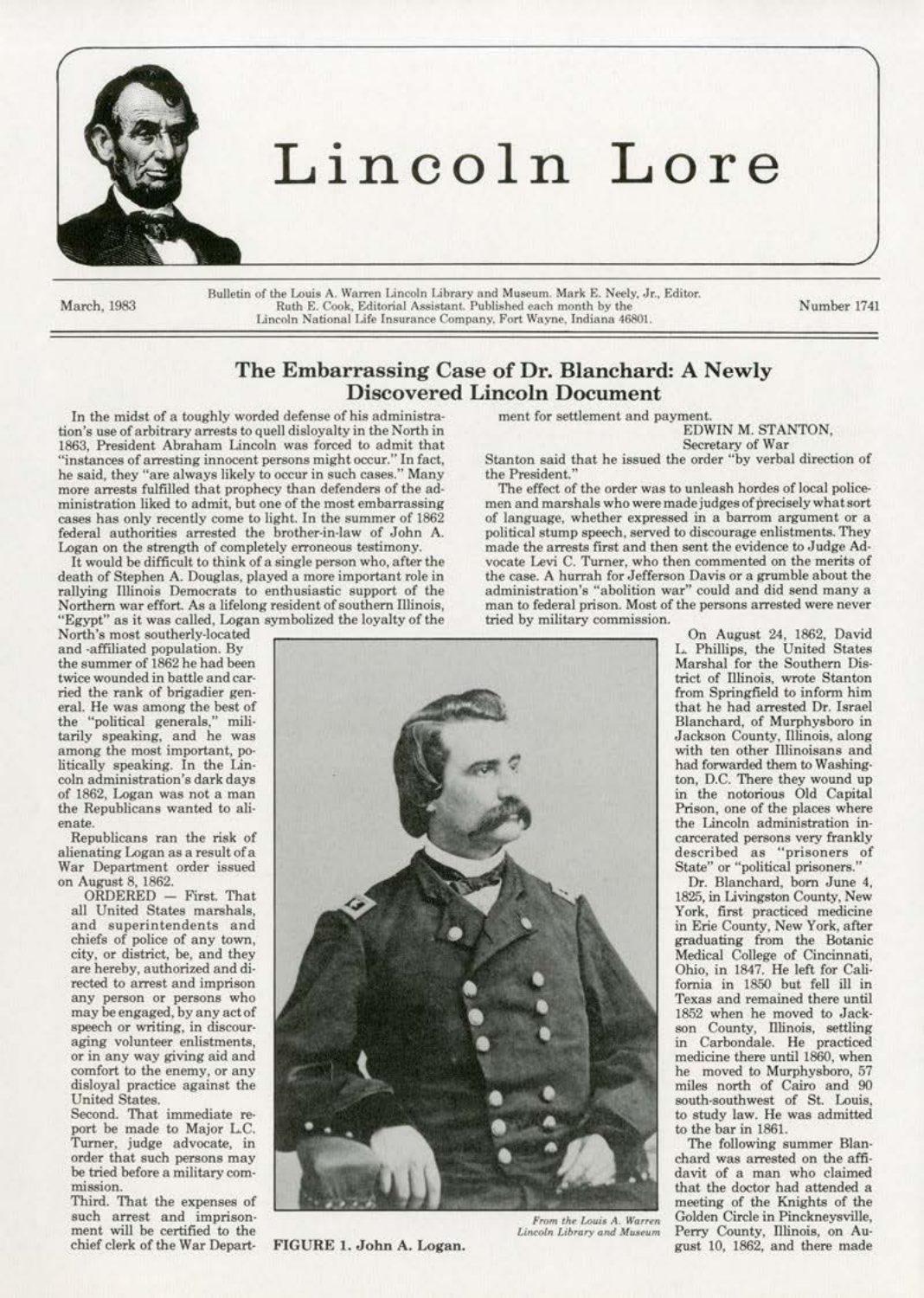# Lincoln Lore

March, 1983

Bulletin of the Louis A. Warren Lincoln Library and Museum. Mark E. Neely, Jr., Editor. Ruth E. Cook, Editorial Assistant. Published each month by the Lincoln National Life Insurance Company, Fort Wayne, Indiana 46801.

Number 1741

## The Embarrassing Case of Dr. Blanchard: A Newly Discovered Lincoln Document

In the midst of a toughly worded defense of his administration's use of arbitrary arrests to quell disloyalty in the North in 1863, President Abraham Lincoln was forced to admit that "instances of arresting innocent persons might occur." In fact, he said, they "are always likely to occur in such cases." Many more arrests fulfilled that prophecy than defenders of the administration liked to admit, but one of the most embarrassing cases has only recently come to light. In the summer of 1862 federal authorities arrested the brother-in-law of John A. Logan on the strength of completely erroneous testimony.

It would be difficult to think of a single person who, after the death of Stephen A. Douglas, played a more important role in rallying Illinois Democrats to enthusiastic support of the Northern war effort. As a lifelong resident of southern Illinois, "Egypt" as it was called, Logan symbolized the loyalty of the North's most southerly-located and -affiliated population. By the summer of 1862 he had been twice wounded in battle and carried the rank of brigadier general. He was among the best of the "political generals," militarily speaking, and he was among the most important, politically speaking. In the Lincoln administration's dark days of 1862, Logan was not a man the Republicans wanted to alienate.

Republicans ran the risk of alienating Logan as a result of a War Department order issued on August 8, 1862.

> ORDERED — First. That all United States marshals, and superintendents and chiefs of police of any town, city, or district, be, and they are hereby, authorized and directed to arrest and imprison any person or persons who may be engaged, by any act of speech or writing, in discouraging volunteer enlistments, or in any way giving aid and comfort to the enemy, or any disloyal practice against the United States.
>
> Second. That immediate report be made to Major L.C. Turner, judge advocate, in order that such persons may be tried before a military commission.
>
> Third. That the expenses of such arrest and imprisonment will be certified to the chief clerk of the War Department for settlement and payment.
>
> EDWIN M. STANTON,
> Secretary of War

Stanton said that he issued the order "by verbal direction of the President."

The effect of the order was to unleash hordes of local policemen and marshals who were made judges of precisely what sort of language, whether expressed in a barroom argument or a political stump speech, served to discourage enlistments. They made the arrests first and then sent the evidence to Judge Advocate Levi C. Turner, who then commented on the merits of the case. A hurrah for Jefferson Davis or a grumble about the administration's "abolition war" could and did send many a man to federal prison. Most of the persons arrested were never tried by military commission.

From the Louis A. Warren Lincoln Library and Museum

FIGURE 1. John A. Logan.

On August 24, 1862, David L. Phillips, the United States Marshal for the Southern District of Illinois, wrote Stanton from Springfield to inform him that he had arrested Dr. Israel Blanchard, of Murphysboro in Jackson County, Illinois, along with ten other Illinoisans and had forwarded them to Washington, D.C. There they wound up in the notorious Old Capital Prison, one of the places where the Lincoln administration incarcerated persons very frankly described as "prisoners of State" or "political prisoners."

Dr. Blanchard, born June 4, 1825, in Livingston County, New York, first practiced medicine in Erie County, New York, after graduating from the Botanic Medical College of Cincinnati, Ohio, in 1847. He left for California in 1850 but fell ill in Texas and remained there until 1852 when he moved to Jackson County, Illinois, settling in Carbondale. He practiced medicine there until 1860, when he moved to Murphysboro, 57 miles north of Cairo and 90 south-southwest of St. Louis, to study law. He was admitted to the bar in 1861.

The following summer Blanchard was arrested on the affidavit of a man who claimed that the doctor had attended a meeting of the Knights of the Golden Circle in Pinckneysville, Perry County, Illinois, on August 10, 1862, and there made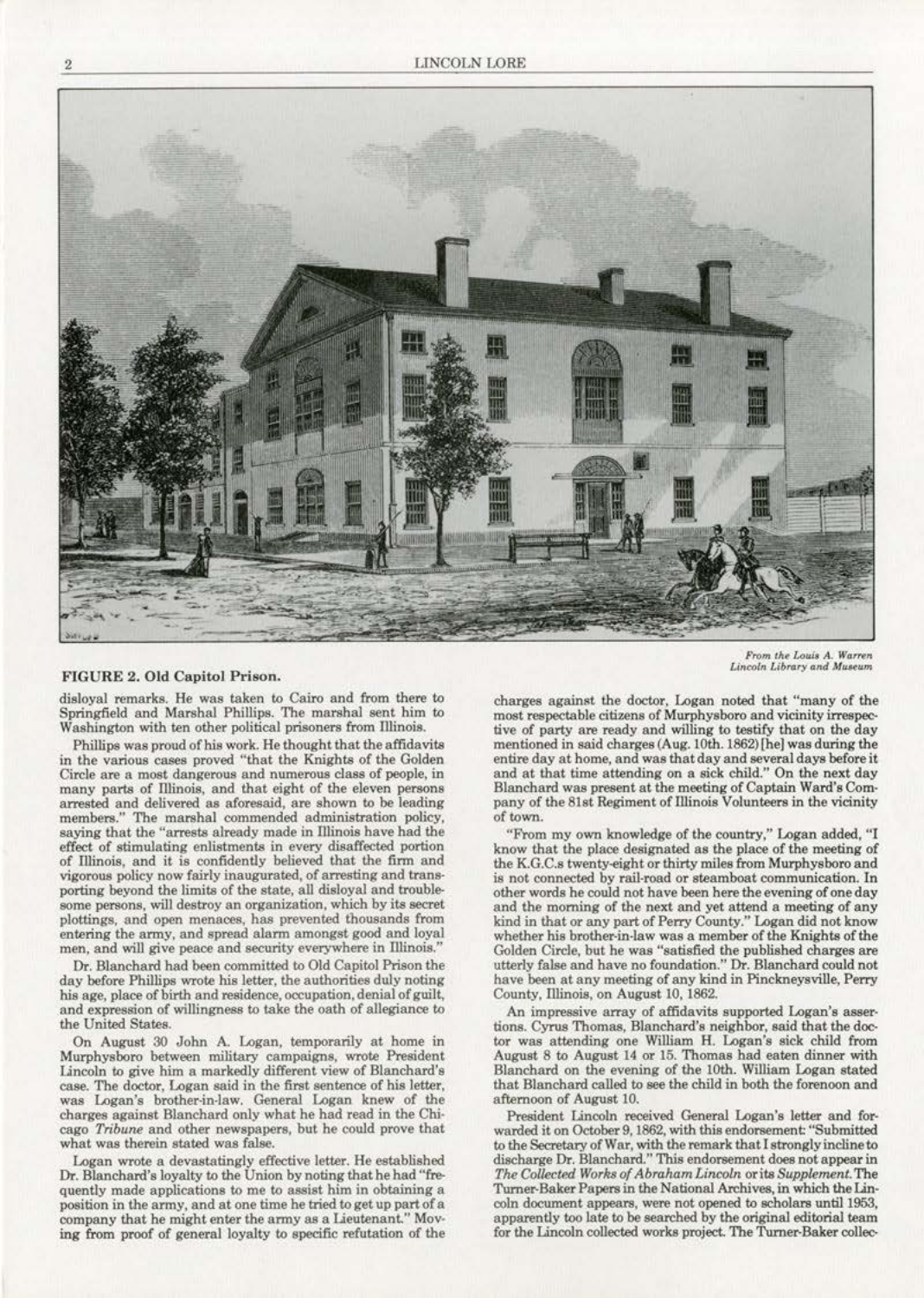**FIGURE 2. Old Capitol Prison.**

*From the Louis A. Warren Lincoln Library and Museum*

disloyal remarks. He was taken to Cairo and from there to Springfield and Marshal Phillips. The marshal sent him to Washington with ten other political prisoners from Illinois.

Phillips was proud of his work. He thought that the affidavits in the various cases proved "that the Knights of the Golden Circle are a most dangerous and numerous class of people, in many parts of Illinois, and that eight of the eleven persons arrested and delivered as aforesaid, are shown to be leading members." The marshal commended administration policy, saying that the "arrests already made in Illinois have had the effect of stimulating enlistments in every disaffected portion of Illinois, and it is confidently believed that the firm and vigorous policy now fairly inaugurated, of arresting and transporting beyond the limits of the state, all disloyal and troublesome persons, will destroy an organization, which by its secret plottings, and open menaces, has prevented thousands from entering the army, and spread alarm amongst good and loyal men, and will give peace and security everywhere in Illinois."

Dr. Blanchard had been committed to Old Capitol Prison the day before Phillips wrote his letter, the authorities duly noting his age, place of birth and residence, occupation, denial of guilt, and expression of willingness to take the oath of allegiance to the United States.

On August 30 John A. Logan, temporarily at home in Murphysboro between military campaigns, wrote President Lincoln to give him a markedly different view of Blanchard's case. The doctor, Logan said in the first sentence of his letter, was Logan's brother-in-law. General Logan knew of the charges against Blanchard only what he had read in the Chicago *Tribune* and other newspapers, but he could prove that what was therein stated was false.

Logan wrote a devastatingly effective letter. He established Dr. Blanchard's loyalty to the Union by noting that he had "frequently made applications to me to assist him in obtaining a position in the army, and at one time he tried to get up part of a company that he might enter the army as a Lieutenant." Moving from proof of general loyalty to specific refutation of the charges against the doctor, Logan noted that "many of the most respectable citizens of Murphysboro and vicinity irrespective of party are ready and willing to testify that on the day mentioned in said charges (Aug. 10th. 1862) [he] was during the entire day at home, and was that day and several days before it and at that time attending on a sick child." On the next day Blanchard was present at the meeting of Captain Ward's Company of the 81st Regiment of Illinois Volunteers in the vicinity of town.

"From my own knowledge of the country," Logan added, "I know that the place designated as the place of the meeting of the K.G.C.s twenty-eight or thirty miles from Murphysboro and is not connected by rail-road or steamboat communication. In other words he could not have been here the evening of one day and the morning of the next and yet attend a meeting of any kind in that or any part of Perry County." Logan did not know whether his brother-in-law was a member of the Knights of the Golden Circle, but he was "satisfied the published charges are utterly false and have no foundation." Dr. Blanchard could not have been at any meeting of any kind in Pinckneysville, Perry County, Illinois, on August 10, 1862.

An impressive array of affidavits supported Logan's assertions. Cyrus Thomas, Blanchard's neighbor, said that the doctor was attending one William H. Logan's sick child from August 8 to August 14 or 15. Thomas had eaten dinner with Blanchard on the evening of the 10th. William Logan stated that Blanchard called to see the child in both the forenoon and afternoon of August 10.

President Lincoln received General Logan's letter and forwarded it on October 9, 1862, with this endorsement: "Submitted to the Secretary of War, with the remark that I strongly incline to discharge Dr. Blanchard." This endorsement does not appear in *The Collected Works of Abraham Lincoln* or its *Supplement*. The Turner-Baker Papers in the National Archives, in which the Lincoln document appears, were not opened to scholars until 1953, apparently too late to be searched by the original editorial team for the Lincoln collected works project. The Turner-Baker collec-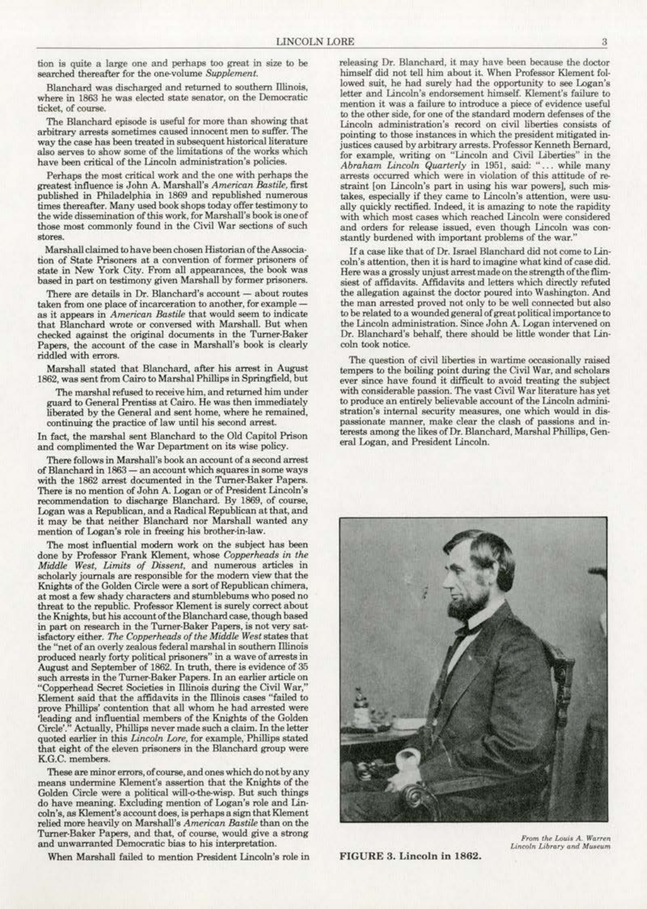tion is quite a large one and perhaps too great in size to be searched thereafter for the one-volume *Supplement*.

Blanchard was discharged and returned to southern Illinois, where in 1863 he was elected state senator, on the Democratic ticket, of course.

The Blanchard episode is useful for more than showing that arbitrary arrests sometimes caused innocent men to suffer. The way the case has been treated in subsequent historical literature also serves to show some of the limitations of the works which have been critical of the Lincoln administration's policies.

Perhaps the most critical work and the one with perhaps the greatest influence is John A. Marshall's *American Bastile*, first published in Philadelphia in 1869 and republished numerous times thereafter. Many used book shops today offer testimony to the wide dissemination of this work, for Marshall's book is one of those most commonly found in the Civil War sections of such stores.

Marshall claimed to have been chosen Historian of the Association of State Prisoners at a convention of former prisoners of state in New York City. From all appearances, the book was based in part on testimony given Marshall by former prisoners.

There are details in Dr. Blanchard's account — about routes taken from one place of incarceration to another, for example — as it appears in *American Bastile* that would seem to indicate that Blanchard wrote or conversed with Marshall. But when checked against the original documents in the Turner-Baker Papers, the account of the case in Marshall's book is clearly riddled with errors.

Marshall stated that Blanchard, after his arrest in August 1862, was sent from Cairo to Marshal Phillips in Springfield, but

> The marshal refused to receive him, and returned him under guard to General Prentiss at Cairo. He was then immediately liberated by the General and sent home, where he remained, continuing the practice of law until his second arrest.

In fact, the marshal sent Blanchard to the Old Capitol Prison and complimented the War Department on its wise policy.

There follows in Marshall's book an account of a second arrest of Blanchard in 1863 — an account which squares in some ways with the 1862 arrest documented in the Turner-Baker Papers. There is no mention of John A. Logan or of President Lincoln's recommendation to discharge Blanchard. By 1869, of course, Logan was a Republican, and a Radical Republican at that, and it may be that neither Blanchard nor Marshall wanted any mention of Logan's role in freeing his brother-in-law.

The most influential modern work on the subject has been done by Professor Frank Klement, whose *Copperheads in the Middle West*, *Limits of Dissent*, and numerous articles in scholarly journals are responsible for the modern view that the Knights of the Golden Circle were a sort of Republican chimera, at most a few shady characters and stumblebums who posed no threat to the republic. Professor Klement is surely correct about the Knights, but his account of the Blanchard case, though based in part on research in the Turner-Baker Papers, is not very satisfactory either. *The Copperheads of the Middle West* states that the "net of an overly zealous federal marshal in southern Illinois produced nearly forty political prisoners" in a wave of arrests in August and September of 1862. In truth, there is evidence of 35 such arrests in the Turner-Baker Papers. In an earlier article on "Copperhead Secret Societies in Illinois during the Civil War," Klement said that the affidavits in the Illinois cases "failed to prove Phillips' contention that all whom he had arrested were 'leading and influential members of the Knights of the Golden Circle'." Actually, Phillips never made such a claim. In the letter quoted earlier in this *Lincoln Lore*, for example, Phillips stated that eight of the eleven prisoners in the Blanchard group were K.G.C. members.

These are minor errors, of course, and ones which do not by any means undermine Klement's assertion that the Knights of the Golden Circle were a political will-o-the-wisp. But such things do have meaning. Excluding mention of Logan's role and Lincoln's, as Klement's account does, is perhaps a sign that Klement relied more heavily on Marshall's *American Bastile* than on the Turner-Baker Papers, and that, of course, would give a strong and unwarranted Democratic bias to his interpretation.

When Marshall failed to mention President Lincoln's role in releasing Dr. Blanchard, it may have been because the doctor himself did not tell him about it. When Professor Klement followed suit, he had surely had the opportunity to see Logan's letter and Lincoln's endorsement himself. Klement's failure to mention it was a failure to introduce a piece of evidence useful to the other side, for one of the standard modern defenses of the Lincoln administration's record on civil liberties consists of pointing to those instances in which the president mitigated injustices caused by arbitrary arrests. Professor Kenneth Bernard, for example, writing on "Lincoln and Civil Liberties" in the *Abraham Lincoln Quarterly* in 1951, said: "... while many arrests occurred which were in violation of this attitude of restraint [on Lincoln's part in using his war powers], such mistakes, especially if they came to Lincoln's attention, were usually quickly rectified. Indeed, it is amazing to note the rapidity with which most cases which reached Lincoln were considered and orders for release issued, even though Lincoln was constantly burdened with important problems of the war."

If a case like that of Dr. Israel Blanchard did not come to Lincoln's attention, then it is hard to imagine what kind of case did. Here was a grossly unjust arrest made on the strength of the flimsiest of affidavits. Affidavits and letters which directly refuted the allegation against the doctor poured into Washington. And the man arrested proved not only to be well connected but also to be related to a wounded general of great political importance to the Lincoln administration. Since John A. Logan intervened on Dr. Blanchard's behalf, there should be little wonder that Lincoln took notice.

The question of civil liberties in wartime occasionally raised tempers to the boiling point during the Civil War, and scholars ever since have found it difficult to avoid treating the subject with considerable passion. The vast Civil War literature has yet to produce an entirely believable account of the Lincoln administration's internal security measures, one which would in dispassionate manner, make clear the clash of passions and interests among the likes of Dr. Blanchard, Marshal Phillips, General Logan, and President Lincoln.

*From the Louis A. Warren Lincoln Library and Museum*

**FIGURE 3. Lincoln in 1862.**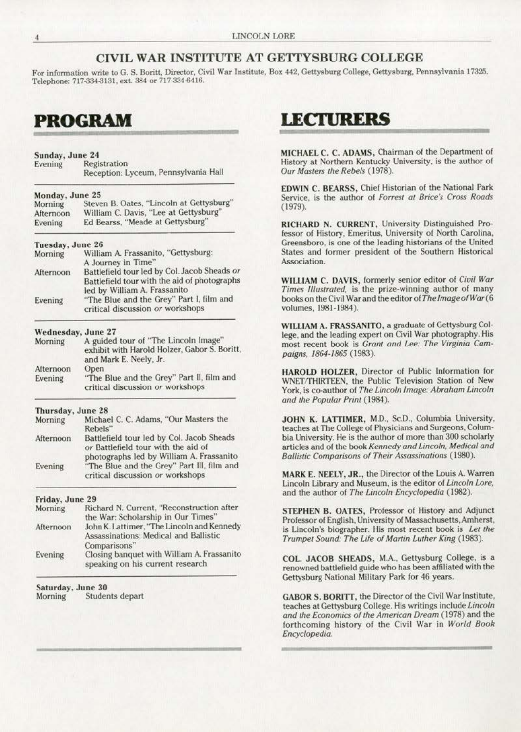# CIVIL WAR INSTITUTE AT GETTYSBURG COLLEGE

For information write to G. S. Boritt, Director, Civil War Institute, Box 442, Gettysburg College, Gettysburg, Pennsylvania 17325. Telephone: 717-334-3131, ext. 384 or 717-334-6416.

## PROGRAM

**Sunday, June 24**

| | |
|---|---|
| Evening | Registration<br>Reception: Lyceum, Pennsylvania Hall |

**Monday, June 25**

| | |
|---|---|
| Morning | Steven B. Oates, "Lincoln at Gettysburg" |
| Afternoon | William C. Davis, "Lee at Gettysburg" |
| Evening | Ed Bearss, "Meade at Gettysburg" |

**Tuesday, June 26**

| | |
|---|---|
| Morning | William A. Frassanito, "Gettysburg: A Journey in Time" |
| Afternoon | Battlefield tour led by Col. Jacob Sheads *or* Battlefield tour with the aid of photographs led by William A. Frassanito |
| Evening | "The Blue and the Grey" Part I, film and critical discussion *or* workshops |

**Wednesday, June 27**

| | |
|---|---|
| Morning | A guided tour of "The Lincoln Image" exhibit with Harold Holzer, Gabor S. Boritt, and Mark E. Neely, Jr. |
| Afternoon | Open |
| Evening | "The Blue and the Grey" Part II, film and critical discussion *or* workshops |

**Thursday, June 28**

| | |
|---|---|
| Morning | Michael C. C. Adams, "Our Masters the Rebels" |
| Afternoon | Battlefield tour led by Col. Jacob Sheads *or* Battlefield tour with the aid of photographs led by William A. Frassanito |
| Evening | "The Blue and the Grey" Part III, film and critical discussion *or* workshops |

**Friday, June 29**

| | |
|---|---|
| Morning | Richard N. Current, "Reconstruction after the War: Scholarship in Our Times" |
| Afternoon | John K. Lattimer, "The Lincoln and Kennedy Assassinations: Medical and Ballistic Comparisons" |
| Evening | Closing banquet with William A. Frassanito speaking on his current research |

**Saturday, June 30**

| | |
|---|---|
| Morning | Students depart |

## LECTURERS

**MICHAEL C. C. ADAMS,** Chairman of the Department of History at Northern Kentucky University, is the author of *Our Masters the Rebels* (1978).

**EDWIN C. BEARSS,** Chief Historian of the National Park Service, is the author of *Forrest at Brice's Cross Roads* (1979).

**RICHARD N. CURRENT,** University Distinguished Professor of History, Emeritus, University of North Carolina, Greensboro, is one of the leading historians of the United States and former president of the Southern Historical Association.

**WILLIAM C. DAVIS,** formerly senior editor of *Civil War Times Illustrated,* is the prize-winning author of many books on the Civil War and the editor of *The Image of War* (6 volumes, 1981-1984).

**WILLIAM A. FRASSANITO,** a graduate of Gettysburg College, and the leading expert on Civil War photography. His most recent book is *Grant and Lee: The Virginia Campaigns, 1864-1865* (1983).

**HAROLD HOLZER,** Director of Public Information for WNET/THIRTEEN, the Public Television Station of New York, is co-author of *The Lincoln Image: Abraham Lincoln and the Popular Print* (1984).

**JOHN K. LATTIMER,** M.D., Sc.D., Columbia University, teaches at The College of Physicians and Surgeons, Columbia University. He is the author of more than 300 scholarly articles and of the book *Kennedy and Lincoln, Medical and Ballistic Comparisons of Their Assassinations* (1980).

**MARK E. NEELY, JR.,** the Director of the Louis A. Warren Lincoln Library and Museum, is the editor of *Lincoln Lore,* and the author of *The Lincoln Encyclopedia* (1982).

**STEPHEN B. OATES,** Professor of History and Adjunct Professor of English, University of Massachusetts, Amherst, is Lincoln's biographer. His most recent book is *Let the Trumpet Sound: The Life of Martin Luther King* (1983).

**COL. JACOB SHEADS,** M.A., Gettysburg College, is a renowned battlefield guide who has been affiliated with the Gettysburg National Military Park for 46 years.

**GABOR S. BORITT,** the Director of the Civil War Institute, teaches at Gettysburg College. His writings include *Lincoln and the Economics of the American Dream* (1978) and the forthcoming history of the Civil War in *World Book Encyclopedia.*